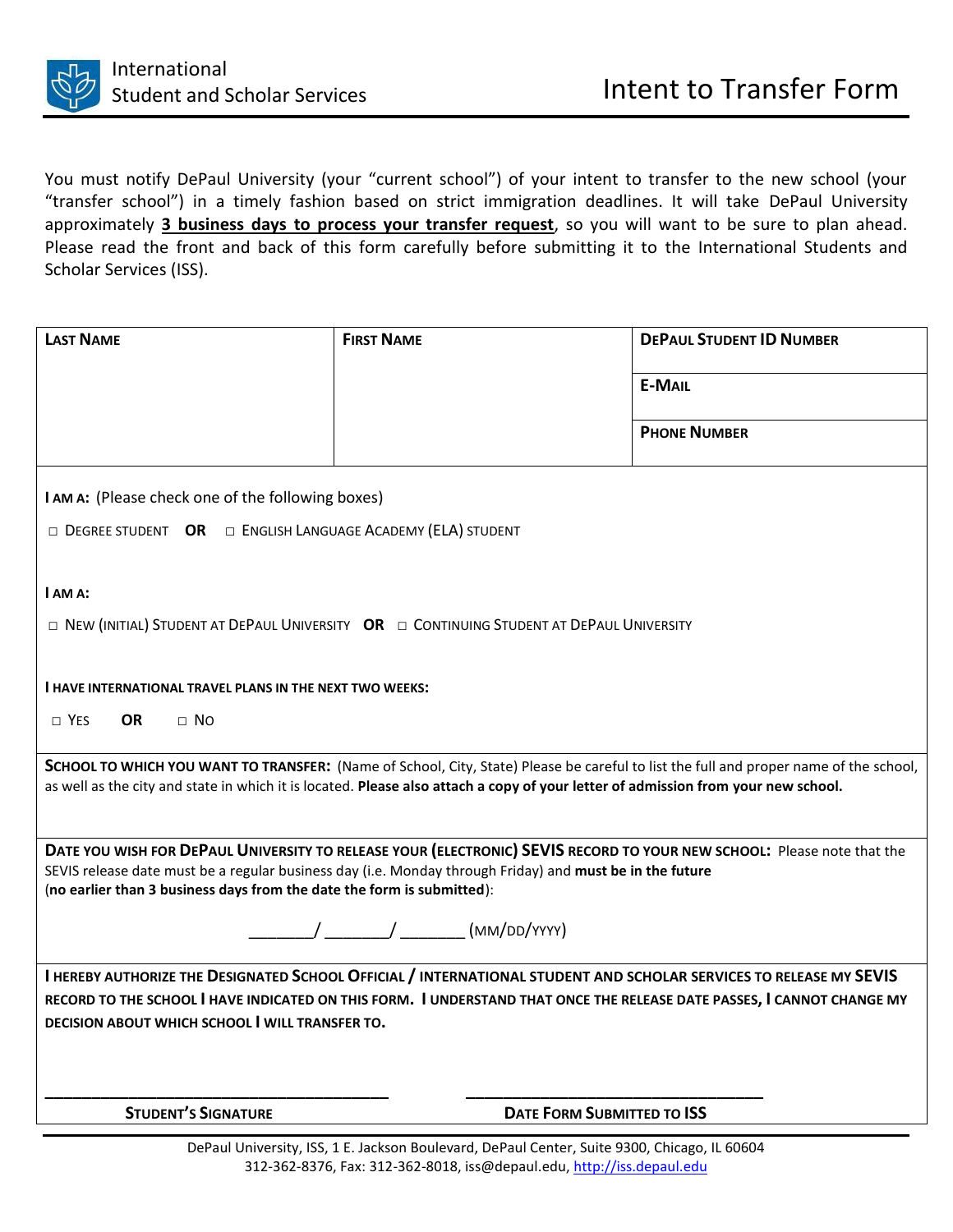International Student and Scholar Services

# Intent to Transfer Form

You must notify DePaul University (your "current school") of your intent to transfer to the new school (your "transfer school") in a timely fashion based on strict immigration deadlines. It will take DePaul University approximately **3 business days to process your transfer request**, so you will want to be sure to plan ahead. Please read the front and back of this form carefully before submitting it to the International Students and Scholar Services (ISS).

| **Last Name** | **First Name** | **DePaul Student ID Number** |
|---|---|---|
| | | **E-Mail** |
| | | **Phone Number** |

**I am a:** (Please check one of the following boxes)

□ Degree Student **OR** □ English Language Academy (ELA) student

**I am a:**

□ New (Initial) Student at DePaul University **OR** □ Continuing Student at DePaul University

**I have international travel plans in the next two weeks:**

□ Yes **OR** □ No

**School to which you want to transfer:** (Name of School, City, State) Please be careful to list the full and proper name of the school, as well as the city and state in which it is located. **Please also attach a copy of your letter of admission from your new school.**

**Date you wish for DePaul University to release your (electronic) SEVIS record to your new school:** Please note that the SEVIS release date must be a regular business day (i.e. Monday through Friday) and **must be in the future** (**no earlier than 3 business days from the date the form is submitted**):

_______/ _______/ _______ (MM/DD/YYYY)

**I hereby authorize the Designated School Official / International Student and Scholar Services to release my SEVIS record to the school I have indicated on this form. I understand that once the release date passes, I cannot change my decision about which school I will transfer to.**

______________________________ ______________________________

**Student's Signature** **Date Form Submitted to ISS**

DePaul University, ISS, 1 E. Jackson Boulevard, DePaul Center, Suite 9300, Chicago, IL 60604
312-362-8376, Fax: 312-362-8018, iss@depaul.edu, http://iss.depaul.edu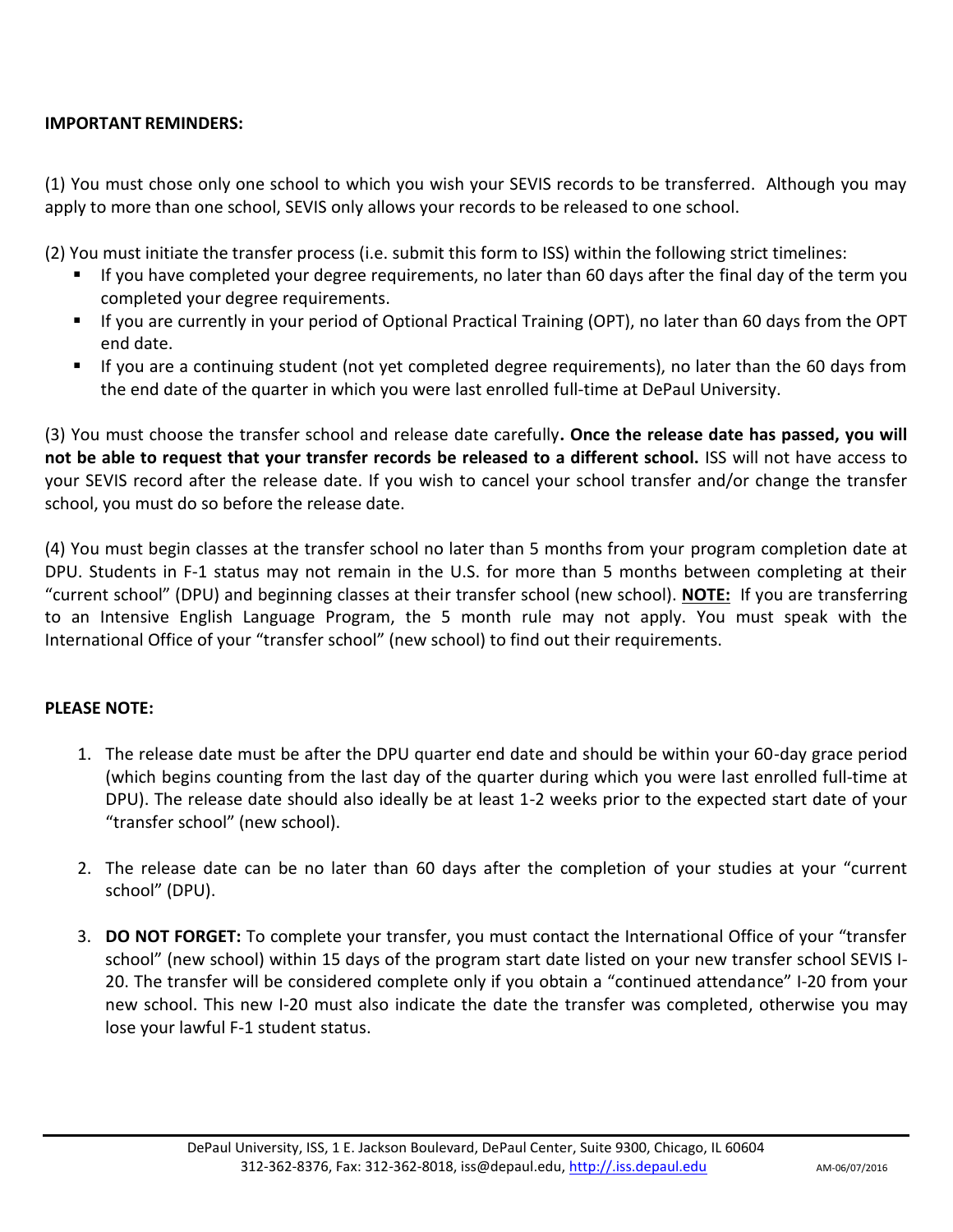**IMPORTANT REMINDERS:**

(1) You must chose only one school to which you wish your SEVIS records to be transferred. Although you may apply to more than one school, SEVIS only allows your records to be released to one school.

(2) You must initiate the transfer process (i.e. submit this form to ISS) within the following strict timelines:

- If you have completed your degree requirements, no later than 60 days after the final day of the term you completed your degree requirements.
- If you are currently in your period of Optional Practical Training (OPT), no later than 60 days from the OPT end date.
- If you are a continuing student (not yet completed degree requirements), no later than the 60 days from the end date of the quarter in which you were last enrolled full-time at DePaul University.

(3) You must choose the transfer school and release date carefully**. Once the release date has passed, you will not be able to request that your transfer records be released to a different school.** ISS will not have access to your SEVIS record after the release date. If you wish to cancel your school transfer and/or change the transfer school, you must do so before the release date.

(4) You must begin classes at the transfer school no later than 5 months from your program completion date at DPU. Students in F-1 status may not remain in the U.S. for more than 5 months between completing at their "current school" (DPU) and beginning classes at their transfer school (new school). **NOTE:** If you are transferring to an Intensive English Language Program, the 5 month rule may not apply. You must speak with the International Office of your "transfer school" (new school) to find out their requirements.

**PLEASE NOTE:**

1. The release date must be after the DPU quarter end date and should be within your 60-day grace period (which begins counting from the last day of the quarter during which you were last enrolled full-time at DPU). The release date should also ideally be at least 1-2 weeks prior to the expected start date of your "transfer school" (new school).

2. The release date can be no later than 60 days after the completion of your studies at your "current school" (DPU).

3. **DO NOT FORGET:** To complete your transfer, you must contact the International Office of your "transfer school" (new school) within 15 days of the program start date listed on your new transfer school SEVIS I-20. The transfer will be considered complete only if you obtain a "continued attendance" I-20 from your new school. This new I-20 must also indicate the date the transfer was completed, otherwise you may lose your lawful F-1 student status.

DePaul University, ISS, 1 E. Jackson Boulevard, DePaul Center, Suite 9300, Chicago, IL 60604
312-362-8376, Fax: 312-362-8018, iss@depaul.edu, http://.iss.depaul.edu

AM-06/07/2016